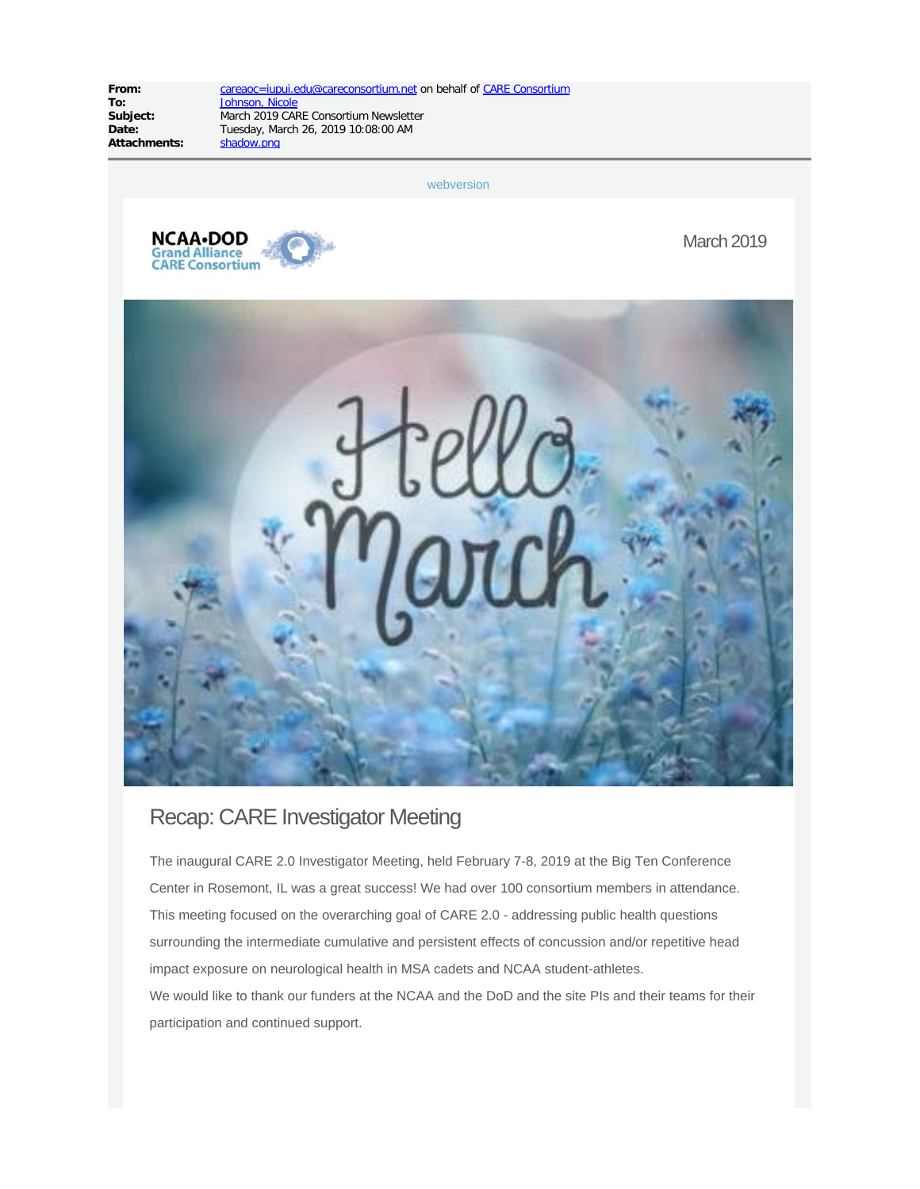| | |
|---|---|
| **From:** | careaoc=iupui.edu@careconsortium.net on behalf of CARE Consortium |
| **To:** | Johnson, Nicole |
| **Subject:** | March 2019 CARE Consortium Newsletter |
| **Date:** | Tuesday, March 26, 2019 10:08:00 AM |
| **Attachments:** | shadow.png |

webversion

NCAA•DOD Grand Alliance CARE Consortium

March 2019

Hello March

## Recap: CARE Investigator Meeting

The inaugural CARE 2.0 Investigator Meeting, held February 7-8, 2019 at the Big Ten Conference Center in Rosemont, IL was a great success! We had over 100 consortium members in attendance. This meeting focused on the overarching goal of CARE 2.0 - addressing public health questions surrounding the intermediate cumulative and persistent effects of concussion and/or repetitive head impact exposure on neurological health in MSA cadets and NCAA student-athletes.

We would like to thank our funders at the NCAA and the DoD and the site PIs and their teams for their participation and continued support.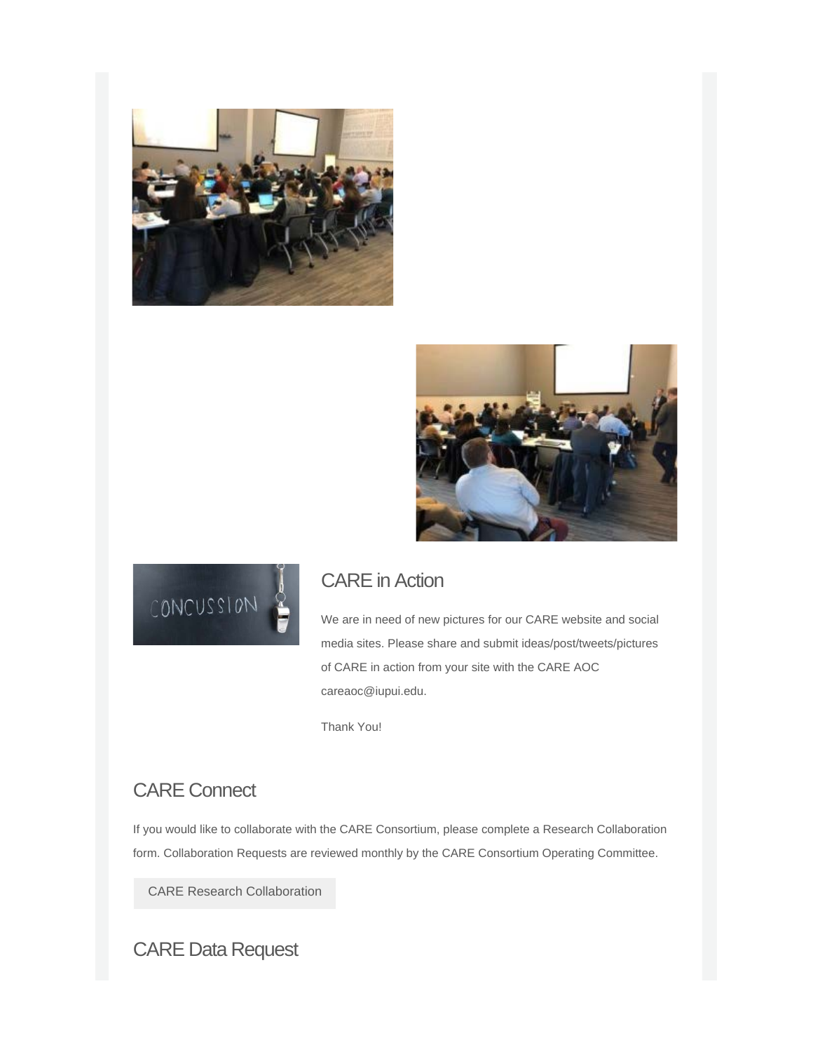## CARE in Action

We are in need of new pictures for our CARE website and social media sites. Please share and submit ideas/post/tweets/pictures of CARE in action from your site with the CARE AOC careaoc@iupui.edu.

Thank You!

## CARE Connect

If you would like to collaborate with the CARE Consortium, please complete a Research Collaboration form. Collaboration Requests are reviewed monthly by the CARE Consortium Operating Committee.

CARE Research Collaboration

## CARE Data Request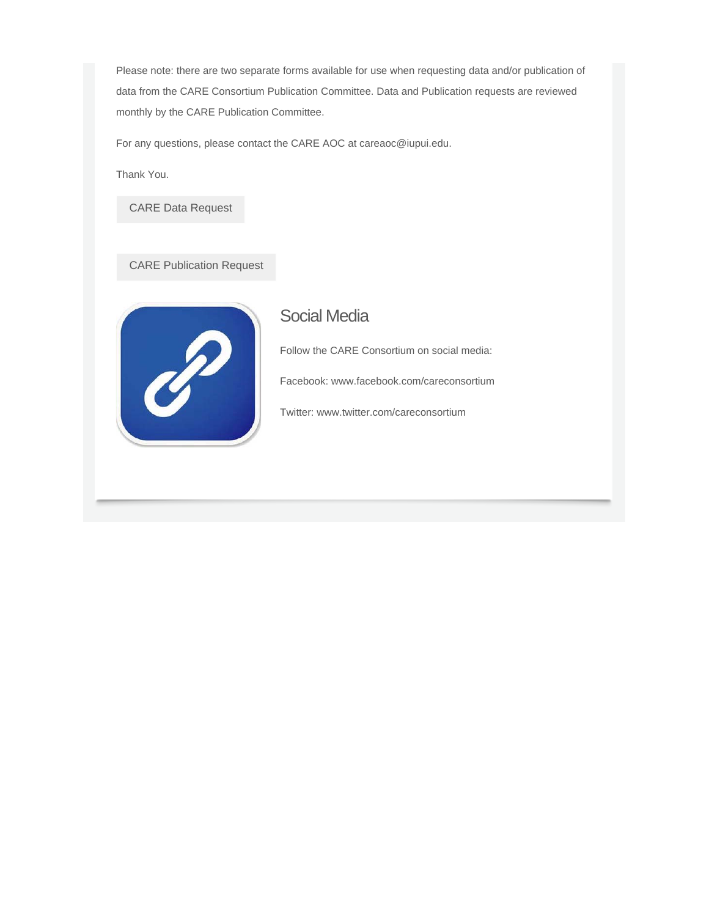Please note: there are two separate forms available for use when requesting data and/or publication of data from the CARE Consortium Publication Committee. Data and Publication requests are reviewed monthly by the CARE Publication Committee.

For any questions, please contact the CARE AOC at careaoc@iupui.edu.

Thank You.

CARE Data Request

CARE Publication Request

## Social Media

Follow the CARE Consortium on social media:

Facebook: www.facebook.com/careconsortium

Twitter: www.twitter.com/careconsortium